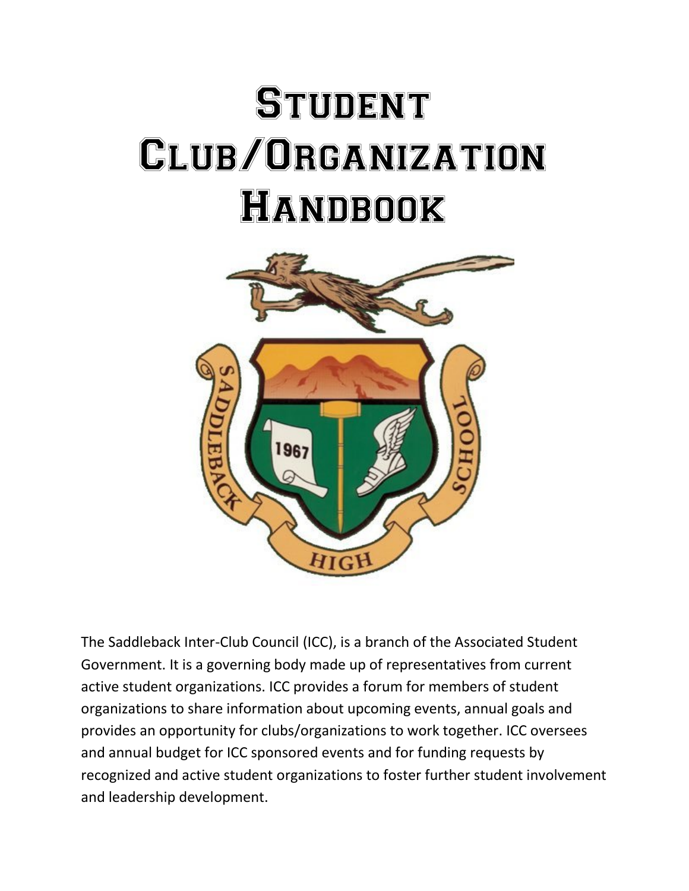# Student Club/Organization Handbook

The Saddleback Inter-Club Council (ICC), is a branch of the Associated Student Government. It is a governing body made up of representatives from current active student organizations. ICC provides a forum for members of student organizations to share information about upcoming events, annual goals and provides an opportunity for clubs/organizations to work together. ICC oversees and annual budget for ICC sponsored events and for funding requests by recognized and active student organizations to foster further student involvement and leadership development.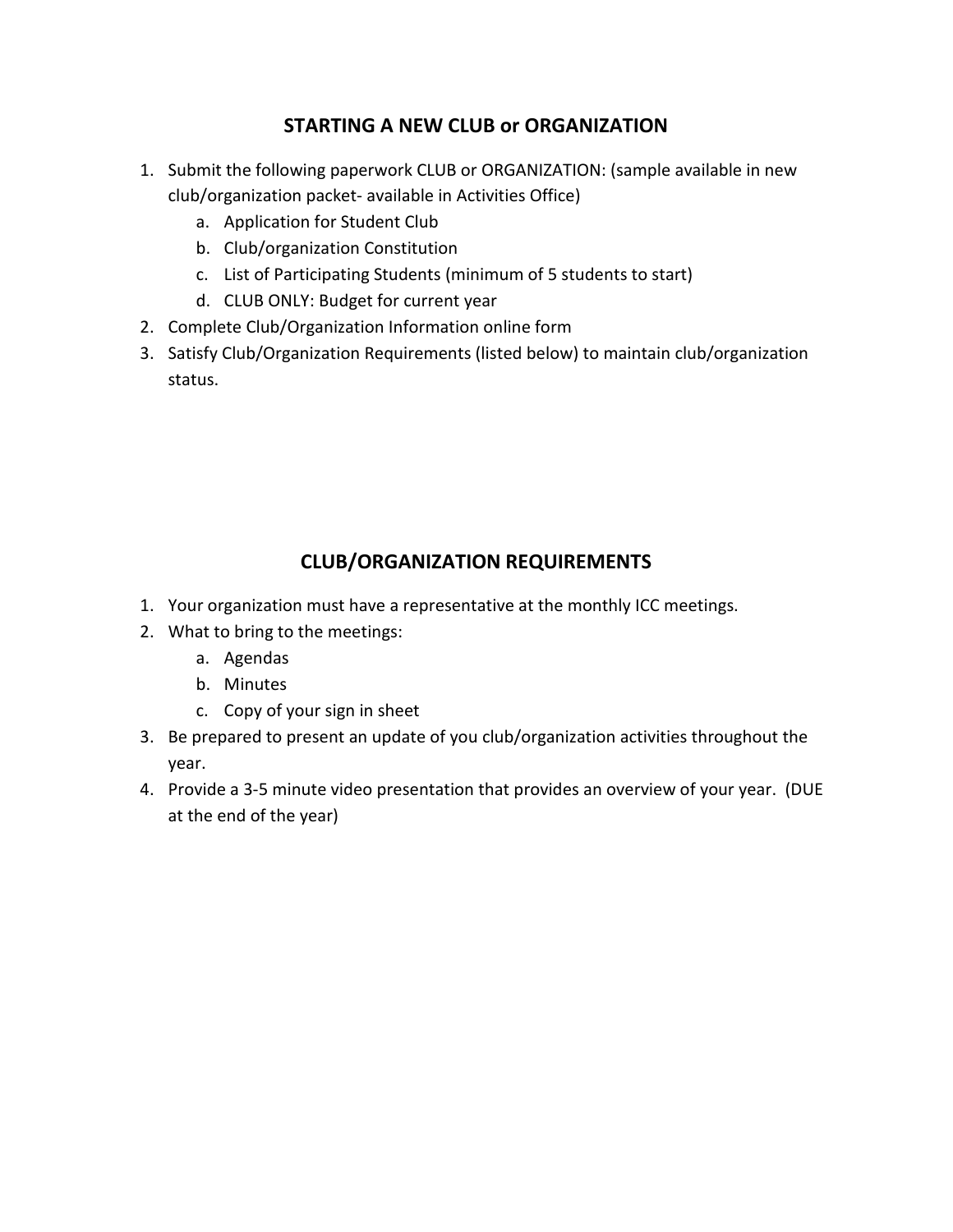## STARTING A NEW CLUB or ORGANIZATION

1. Submit the following paperwork CLUB or ORGANIZATION: (sample available in new club/organization packet- available in Activities Office)
   a. Application for Student Club
   b. Club/organization Constitution
   c. List of Participating Students (minimum of 5 students to start)
   d. CLUB ONLY: Budget for current year
2. Complete Club/Organization Information online form
3. Satisfy Club/Organization Requirements (listed below) to maintain club/organization status.

## CLUB/ORGANIZATION REQUIREMENTS

1. Your organization must have a representative at the monthly ICC meetings.
2. What to bring to the meetings:
   a. Agendas
   b. Minutes
   c. Copy of your sign in sheet
3. Be prepared to present an update of you club/organization activities throughout the year.
4. Provide a 3-5 minute video presentation that provides an overview of your year. (DUE at the end of the year)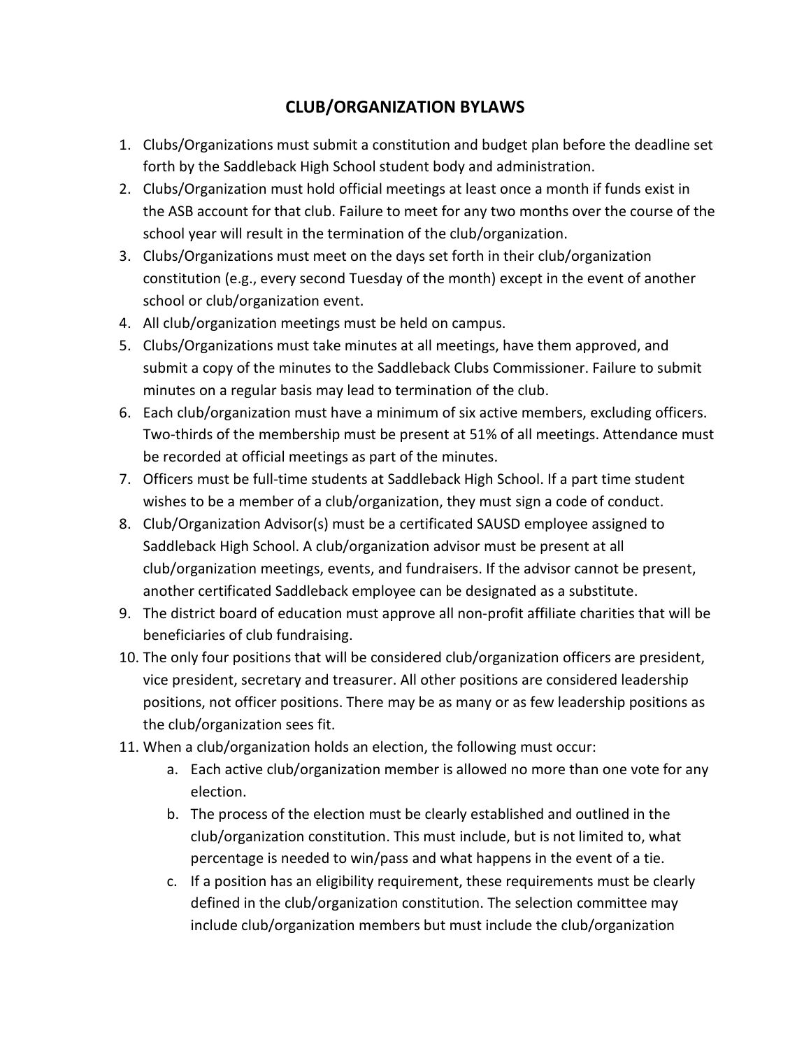## CLUB/ORGANIZATION BYLAWS

1. Clubs/Organizations must submit a constitution and budget plan before the deadline set forth by the Saddleback High School student body and administration.
2. Clubs/Organization must hold official meetings at least once a month if funds exist in the ASB account for that club. Failure to meet for any two months over the course of the school year will result in the termination of the club/organization.
3. Clubs/Organizations must meet on the days set forth in their club/organization constitution (e.g., every second Tuesday of the month) except in the event of another school or club/organization event.
4. All club/organization meetings must be held on campus.
5. Clubs/Organizations must take minutes at all meetings, have them approved, and submit a copy of the minutes to the Saddleback Clubs Commissioner. Failure to submit minutes on a regular basis may lead to termination of the club.
6. Each club/organization must have a minimum of six active members, excluding officers. Two-thirds of the membership must be present at 51% of all meetings. Attendance must be recorded at official meetings as part of the minutes.
7. Officers must be full-time students at Saddleback High School. If a part time student wishes to be a member of a club/organization, they must sign a code of conduct.
8. Club/Organization Advisor(s) must be a certificated SAUSD employee assigned to Saddleback High School. A club/organization advisor must be present at all club/organization meetings, events, and fundraisers. If the advisor cannot be present, another certificated Saddleback employee can be designated as a substitute.
9. The district board of education must approve all non-profit affiliate charities that will be beneficiaries of club fundraising.
10. The only four positions that will be considered club/organization officers are president, vice president, secretary and treasurer. All other positions are considered leadership positions, not officer positions. There may be as many or as few leadership positions as the club/organization sees fit.
11. When a club/organization holds an election, the following must occur:
    a. Each active club/organization member is allowed no more than one vote for any election.
    b. The process of the election must be clearly established and outlined in the club/organization constitution. This must include, but is not limited to, what percentage is needed to win/pass and what happens in the event of a tie.
    c. If a position has an eligibility requirement, these requirements must be clearly defined in the club/organization constitution. The selection committee may include club/organization members but must include the club/organization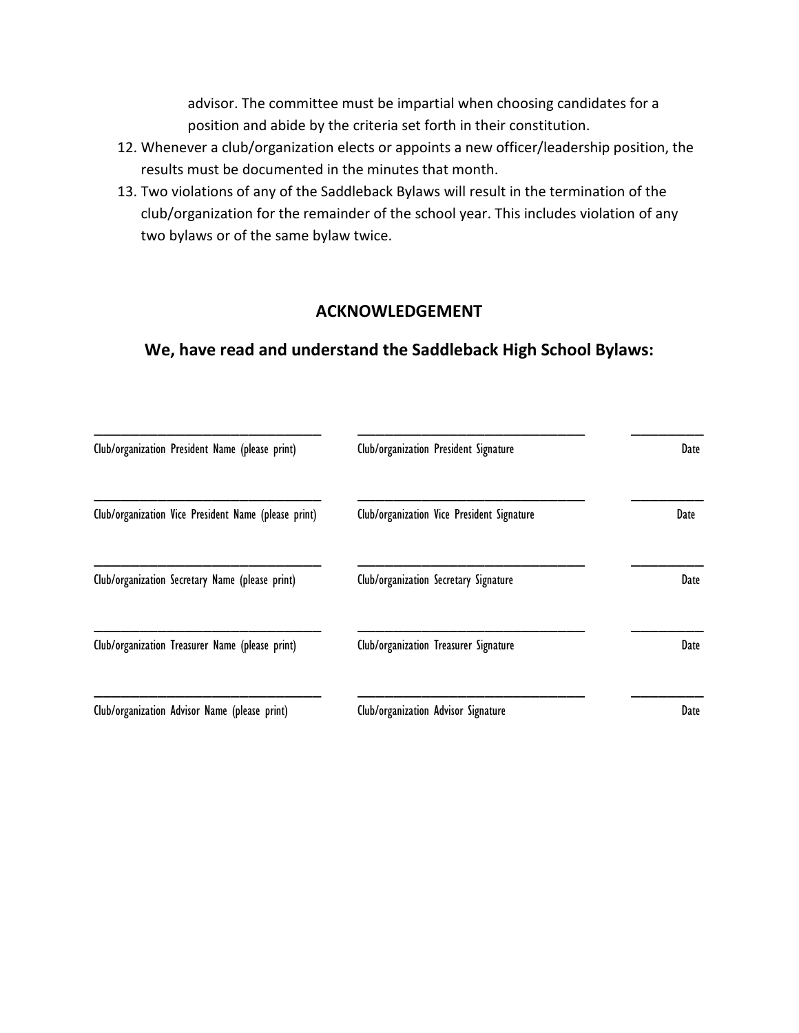advisor. The committee must be impartial when choosing candidates for a position and abide by the criteria set forth in their constitution.

12. Whenever a club/organization elects or appoints a new officer/leadership position, the results must be documented in the minutes that month.
13. Two violations of any of the Saddleback Bylaws will result in the termination of the club/organization for the remainder of the school year. This includes violation of any two bylaws or of the same bylaw twice.

## ACKNOWLEDGEMENT

## We, have read and understand the Saddleback High School Bylaws:

| | | |
|---|---|---|
| ______________________ | ______________________ | ________ |
| Club/organization President Name (please print) | Club/organization President Signature | Date |
| ______________________ | ______________________ | ________ |
| Club/organization Vice President Name (please print) | Club/organization Vice President Signature | Date |
| ______________________ | ______________________ | ________ |
| Club/organization Secretary Name (please print) | Club/organization Secretary Signature | Date |
| ______________________ | ______________________ | ________ |
| Club/organization Treasurer Name (please print) | Club/organization Treasurer Signature | Date |
| ______________________ | ______________________ | ________ |
| Club/organization Advisor Name (please print) | Club/organization Advisor Signature | Date |